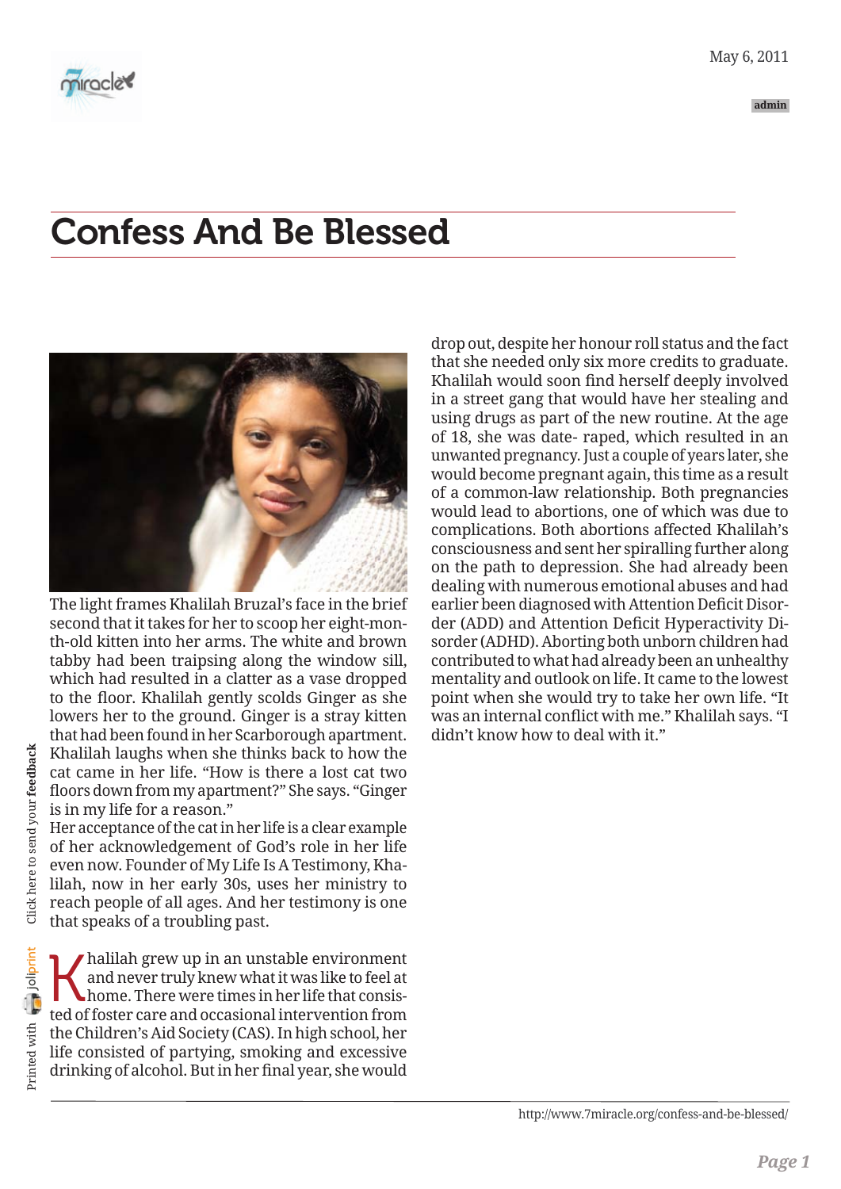May 6, 2011

admin

# Confess And Be Blessed

The light frames Khalilah Bruzal's face in the brief second that it takes for her to scoop her eight-month-old kitten into her arms. The white and brown tabby had been traipsing along the window sill, which had resulted in a clatter as a vase dropped to the floor. Khalilah gently scolds Ginger as she lowers her to the ground. Ginger is a stray kitten that had been found in her Scarborough apartment. Khalilah laughs when she thinks back to how the cat came in her life. "How is there a lost cat two floors down from my apartment?" She says. "Ginger is in my life for a reason."

Her acceptance of the cat in her life is a clear example of her acknowledgement of God's role in her life even now. Founder of My Life Is A Testimony, Khalilah, now in her early 30s, uses her ministry to reach people of all ages. And her testimony is one that speaks of a troubling past.

Khalilah grew up in an unstable environment and never truly knew what it was like to feel at home. There were times in her life that consisted of foster care and occasional intervention from the Children's Aid Society (CAS). In high school, her life consisted of partying, smoking and excessive drinking of alcohol. But in her final year, she would drop out, despite her honour roll status and the fact that she needed only six more credits to graduate. Khalilah would soon find herself deeply involved in a street gang that would have her stealing and using drugs as part of the new routine. At the age of 18, she was date- raped, which resulted in an unwanted pregnancy. Just a couple of years later, she would become pregnant again, this time as a result of a common-law relationship. Both pregnancies would lead to abortions, one of which was due to complications. Both abortions affected Khalilah's consciousness and sent her spiralling further along on the path to depression. She had already been dealing with numerous emotional abuses and had earlier been diagnosed with Attention Deficit Disorder (ADD) and Attention Deficit Hyperactivity Disorder (ADHD). Aborting both unborn children had contributed to what had already been an unhealthy mentality and outlook on life. It came to the lowest point when she would try to take her own life. "It was an internal conflict with me." Khalilah says. "I didn't know how to deal with it."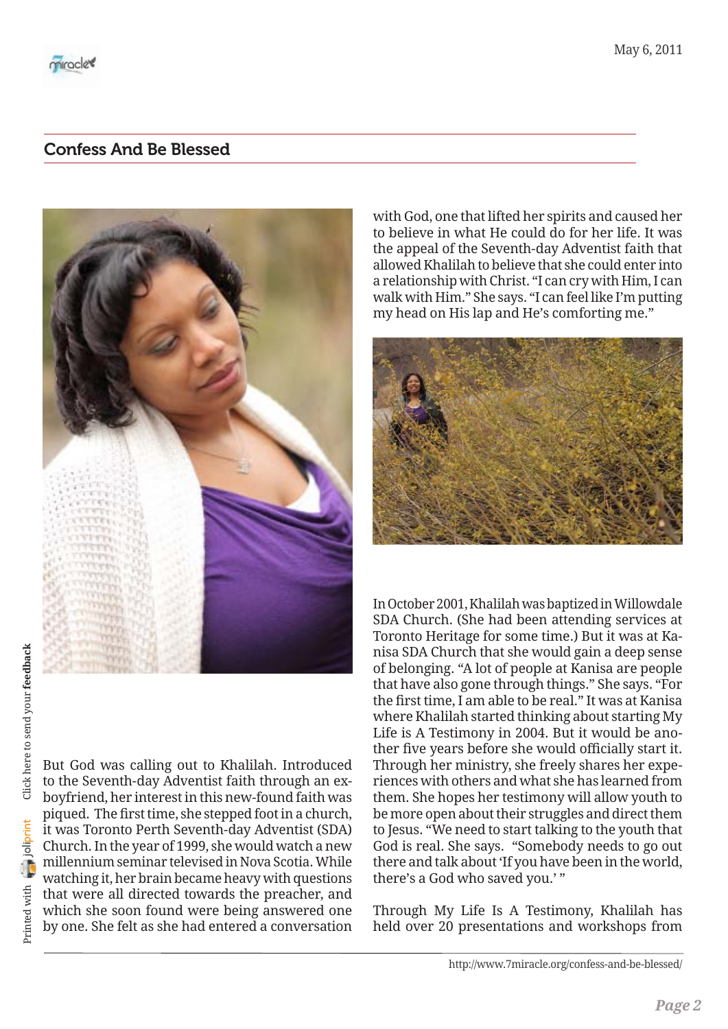## Confess And Be Blessed

But God was calling out to Khalilah. Introduced to the Seventh-day Adventist faith through an ex-boyfriend, her interest in this new-found faith was piqued. The first time, she stepped foot in a church, it was Toronto Perth Seventh-day Adventist (SDA) Church. In the year of 1999, she would watch a new millennium seminar televised in Nova Scotia. While watching it, her brain became heavy with questions that were all directed towards the preacher, and which she soon found were being answered one by one. She felt as she had entered a conversation with God, one that lifted her spirits and caused her to believe in what He could do for her life. It was the appeal of the Seventh-day Adventist faith that allowed Khalilah to believe that she could enter into a relationship with Christ. "I can cry with Him, I can walk with Him." She says. "I can feel like I'm putting my head on His lap and He's comforting me."

In October 2001, Khalilah was baptized in Willowdale SDA Church. (She had been attending services at Toronto Heritage for some time.) But it was at Kanisa SDA Church that she would gain a deep sense of belonging. "A lot of people at Kanisa are people that have also gone through things." She says. "For the first time, I am able to be real." It was at Kanisa where Khalilah started thinking about starting My Life is A Testimony in 2004. But it would be another five years before she would officially start it. Through her ministry, she freely shares her experiences with others and what she has learned from them. She hopes her testimony will allow youth to be more open about their struggles and direct them to Jesus. "We need to start talking to the youth that God is real. She says. "Somebody needs to go out there and talk about 'If you have been in the world, there's a God who saved you.' "

Through My Life Is A Testimony, Khalilah has held over 20 presentations and workshops from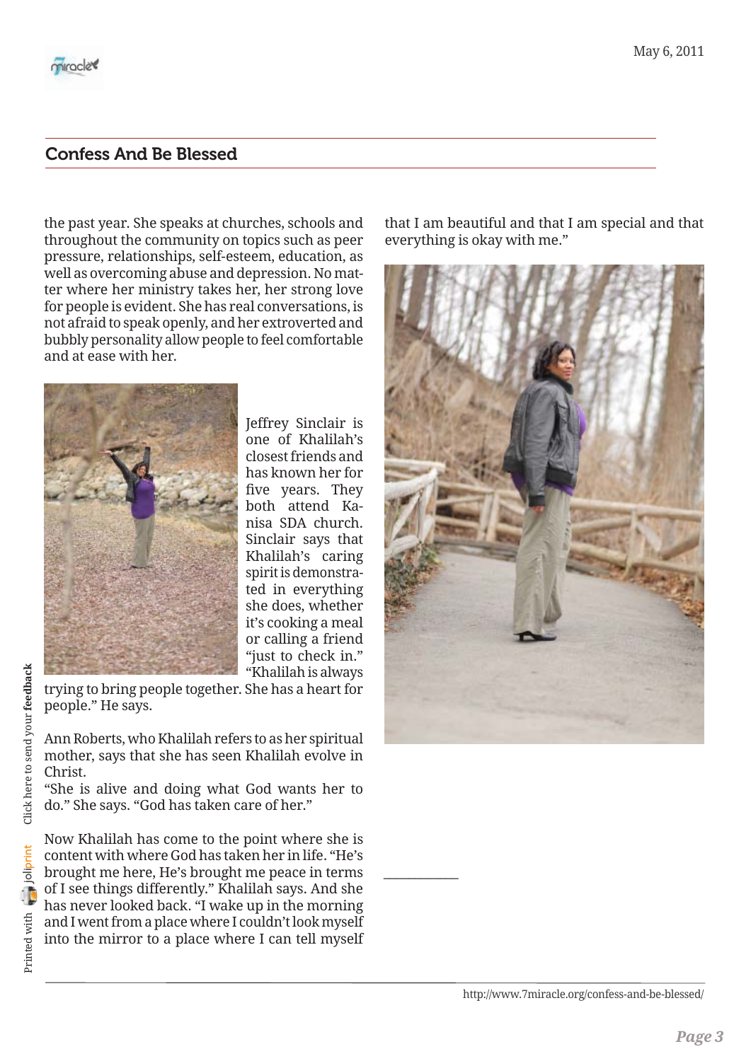the past year. She speaks at churches, schools and throughout the community on topics such as peer pressure, relationships, self-esteem, education, as well as overcoming abuse and depression. No matter where her ministry takes her, her strong love for people is evident. She has real conversations, is not afraid to speak openly, and her extroverted and bubbly personality allow people to feel comfortable and at ease with her.

Jeffrey Sinclair is one of Khalilah's closest friends and has known her for five years. They both attend Kanisa SDA church. Sinclair says that Khalilah's caring spirit is demonstrated in everything she does, whether it's cooking a meal or calling a friend "just to check in." "Khalilah is always trying to bring people together. She has a heart for people." He says.

Ann Roberts, who Khalilah refers to as her spiritual mother, says that she has seen Khalilah evolve in Christ.

"She is alive and doing what God wants her to do." She says. "God has taken care of her."

Now Khalilah has come to the point where she is content with where God has taken her in life. "He's brought me here, He's brought me peace in terms of I see things differently." Khalilah says. And she has never looked back. "I wake up in the morning and I went from a place where I couldn't look myself into the mirror to a place where I can tell myself that I am beautiful and that I am special and that everything is okay with me."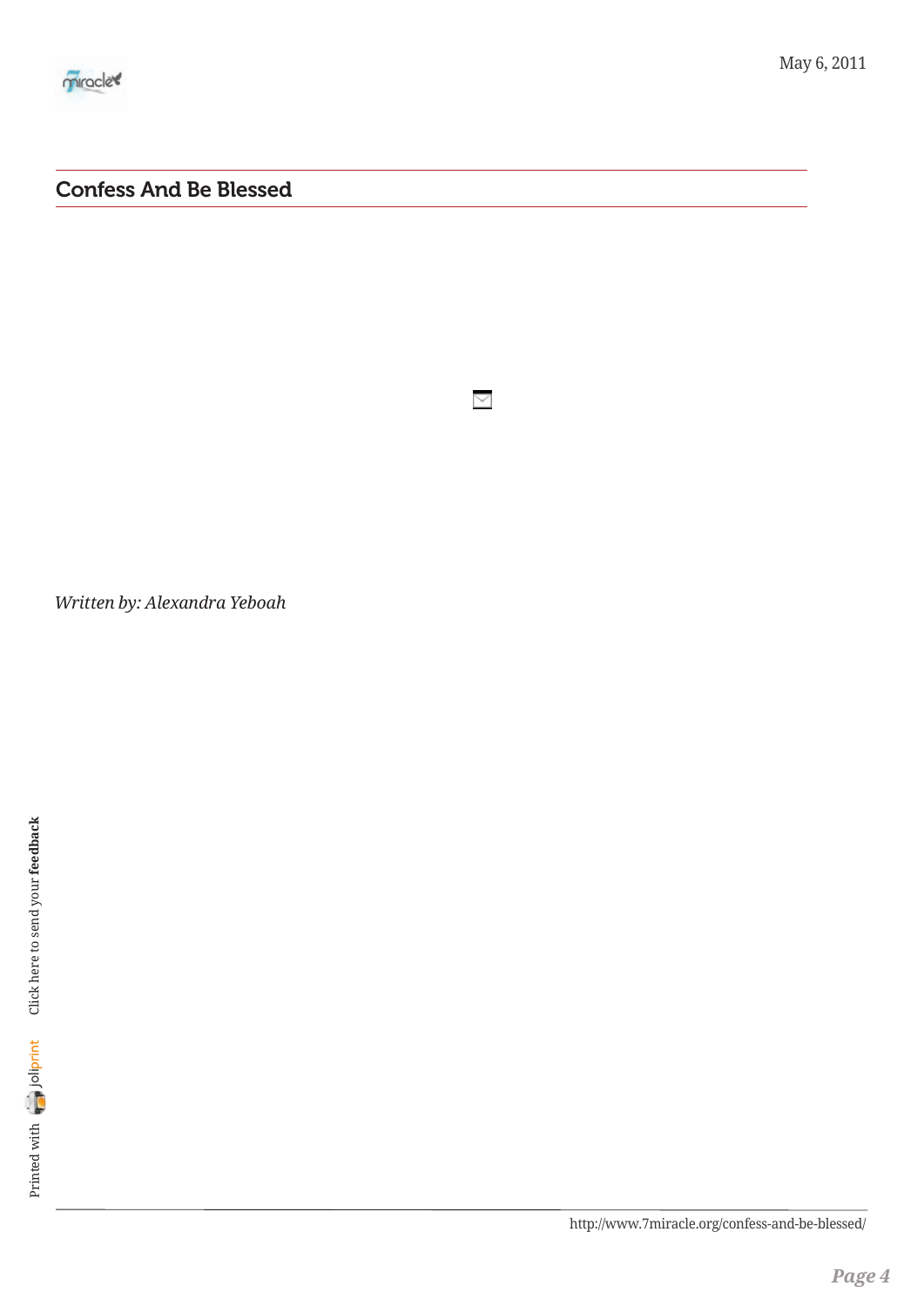## Confess And Be Blessed

*Written by: Alexandra Yeboah*